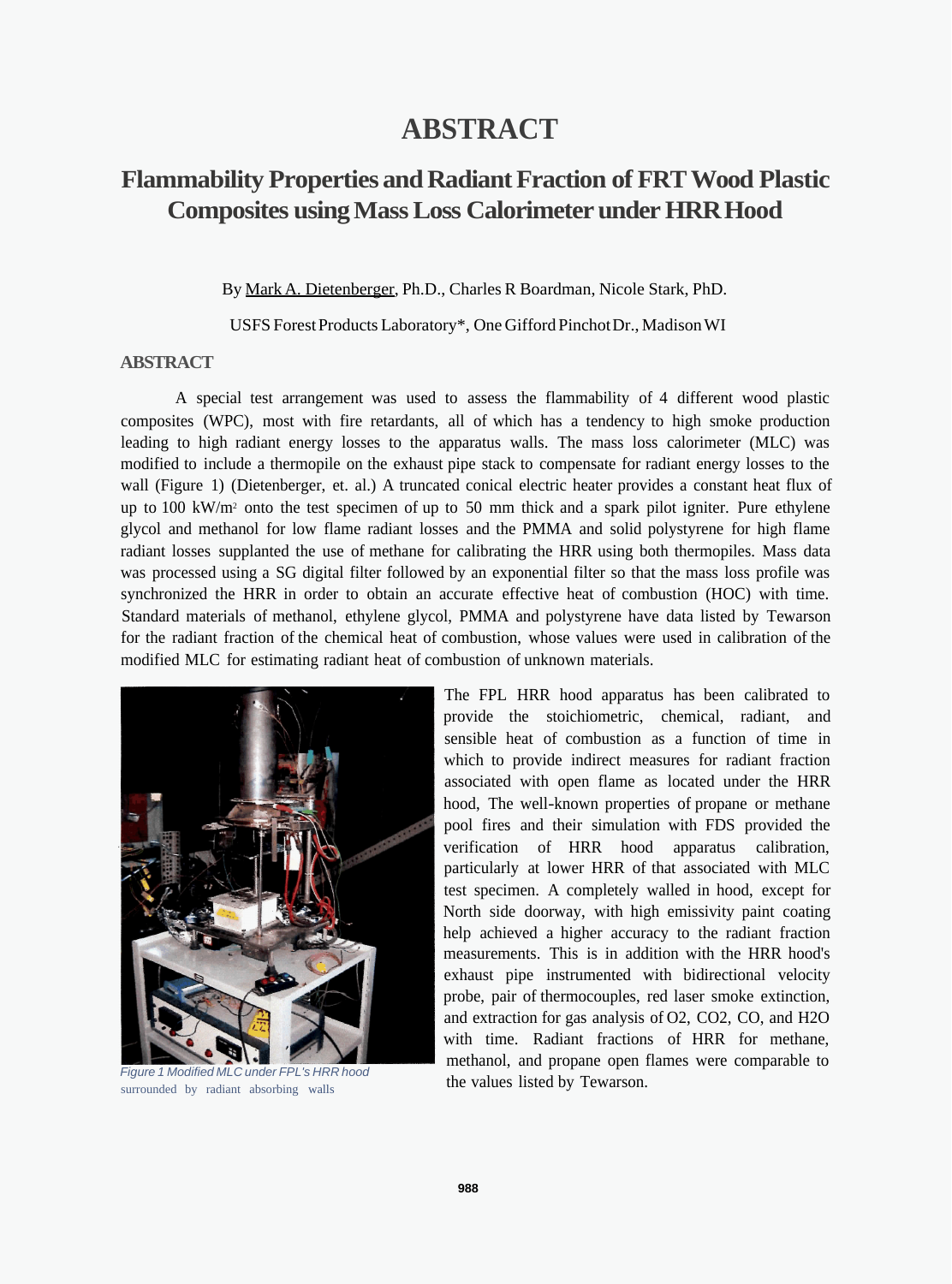# ABSTRACT

## Flammability Properties and Radiant Fraction of FRT Wood Plastic Composites using Mass Loss Calorimeter under HRR Hood

By Mark A. Dietenberger, Ph.D., Charles R Boardman, Nicole Stark, PhD.

USFS Forest Products Laboratory*, One Gifford Pinchot Dr., Madison WI

### ABSTRACT

A special test arrangement was used to assess the flammability of 4 different wood plastic composites (WPC), most with fire retardants, all of which has a tendency to high smoke production leading to high radiant energy losses to the apparatus walls. The mass loss calorimeter (MLC) was modified to include a thermopile on the exhaust pipe stack to compensate for radiant energy losses to the wall (Figure 1) (Dietenberger, et. al.) A truncated conical electric heater provides a constant heat flux of up to 100 kW/m$^2$ onto the test specimen of up to 50 mm thick and a spark pilot igniter. Pure ethylene glycol and methanol for low flame radiant losses and the PMMA and solid polystyrene for high flame radiant losses supplanted the use of methane for calibrating the HRR using both thermopiles. Mass data was processed using a SG digital filter followed by an exponential filter so that the mass loss profile was synchronized the HRR in order to obtain an accurate effective heat of combustion (HOC) with time. Standard materials of methanol, ethylene glycol, PMMA and polystyrene have data listed by Tewarson for the radiant fraction of the chemical heat of combustion, whose values were used in calibration of the modified MLC for estimating radiant heat of combustion of unknown materials.

*Figure 1 Modified MLC under FPL's HRR hood* surrounded by radiant absorbing walls

The FPL HRR hood apparatus has been calibrated to provide the stoichiometric, chemical, radiant, and sensible heat of combustion as a function of time in which to provide indirect measures for radiant fraction associated with open flame as located under the HRR hood, The well-known properties of propane or methane pool fires and their simulation with FDS provided the verification of HRR hood apparatus calibration, particularly at lower HRR of that associated with MLC test specimen. A completely walled in hood, except for North side doorway, with high emissivity paint coating help achieved a higher accuracy to the radiant fraction measurements. This is in addition with the HRR hood's exhaust pipe instrumented with bidirectional velocity probe, pair of thermocouples, red laser smoke extinction, and extraction for gas analysis of $O_2$, $CO_2$, CO, and $H_2O$ with time. Radiant fractions of HRR for methane, methanol, and propane open flames were comparable to the values listed by Tewarson.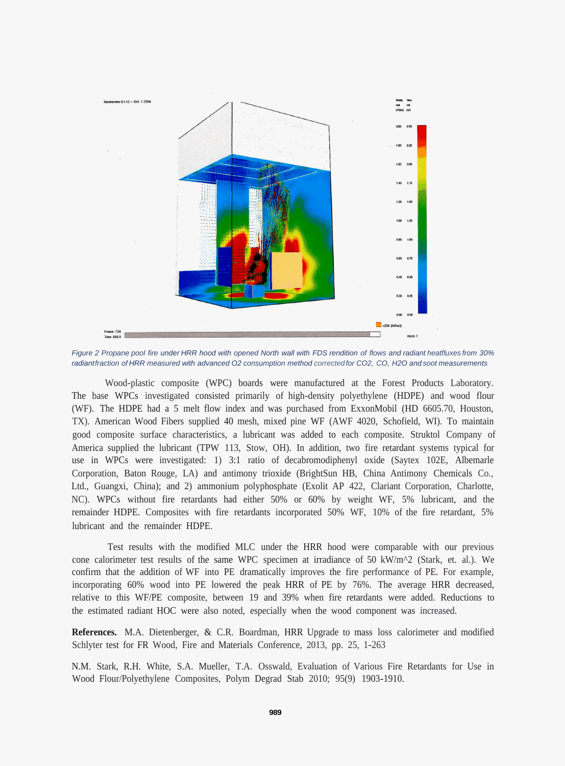*Figure 2 Propane pool fire under HRR hood with opened North wall with FDS rendition of flows and radiant heatfluxes from 30% radiant fraction of HRR measured with advanced O2 consumption method corrected for CO2, CO, H2O and soot measurements*

Wood-plastic composite (WPC) boards were manufactured at the Forest Products Laboratory. The base WPCs investigated consisted primarily of high-density polyethylene (HDPE) and wood flour (WF). The HDPE had a 5 melt flow index and was purchased from ExxonMobil (HD 6605.70, Houston, TX). American Wood Fibers supplied 40 mesh, mixed pine WF (AWF 4020, Schofield, WI). To maintain good composite surface characteristics, a lubricant was added to each composite. Struktol Company of America supplied the lubricant (TPW 113, Stow, OH). In addition, two fire retardant systems typical for use in WPCs were investigated: 1) 3:1 ratio of decabromodiphenyl oxide (Saytex 102E, Albemarle Corporation, Baton Rouge, LA) and antimony trioxide (BrightSun HB, China Antimony Chemicals Co., Ltd., Guangxi, China); and 2) ammonium polyphosphate (Exolit AP 422, Clariant Corporation, Charlotte, NC). WPCs without fire retardants had either 50% or 60% by weight WF, 5% lubricant, and the remainder HDPE. Composites with fire retardants incorporated 50% WF, 10% of the fire retardant, 5% lubricant and the remainder HDPE.

Test results with the modified MLC under the HRR hood were comparable with our previous cone calorimeter test results of the same WPC specimen at irradiance of 50 kW/m^2 (Stark, et. al.). We confirm that the addition of WF into PE dramatically improves the fire performance of PE. For example, incorporating 60% wood into PE lowered the peak HRR of PE by 76%. The average HRR decreased, relative to this WF/PE composite, between 19 and 39% when fire retardants were added. Reductions to the estimated radiant HOC were also noted, especially when the wood component was increased.

**References.** M.A. Dietenberger, & C.R. Boardman, HRR Upgrade to mass loss calorimeter and modified Schlyter test for FR Wood, Fire and Materials Conference, 2013, pp. 25, 1-263

N.M. Stark, R.H. White, S.A. Mueller, T.A. Osswald, Evaluation of Various Fire Retardants for Use in Wood Flour/Polyethylene Composites, Polym Degrad Stab 2010; 95(9) 1903-1910.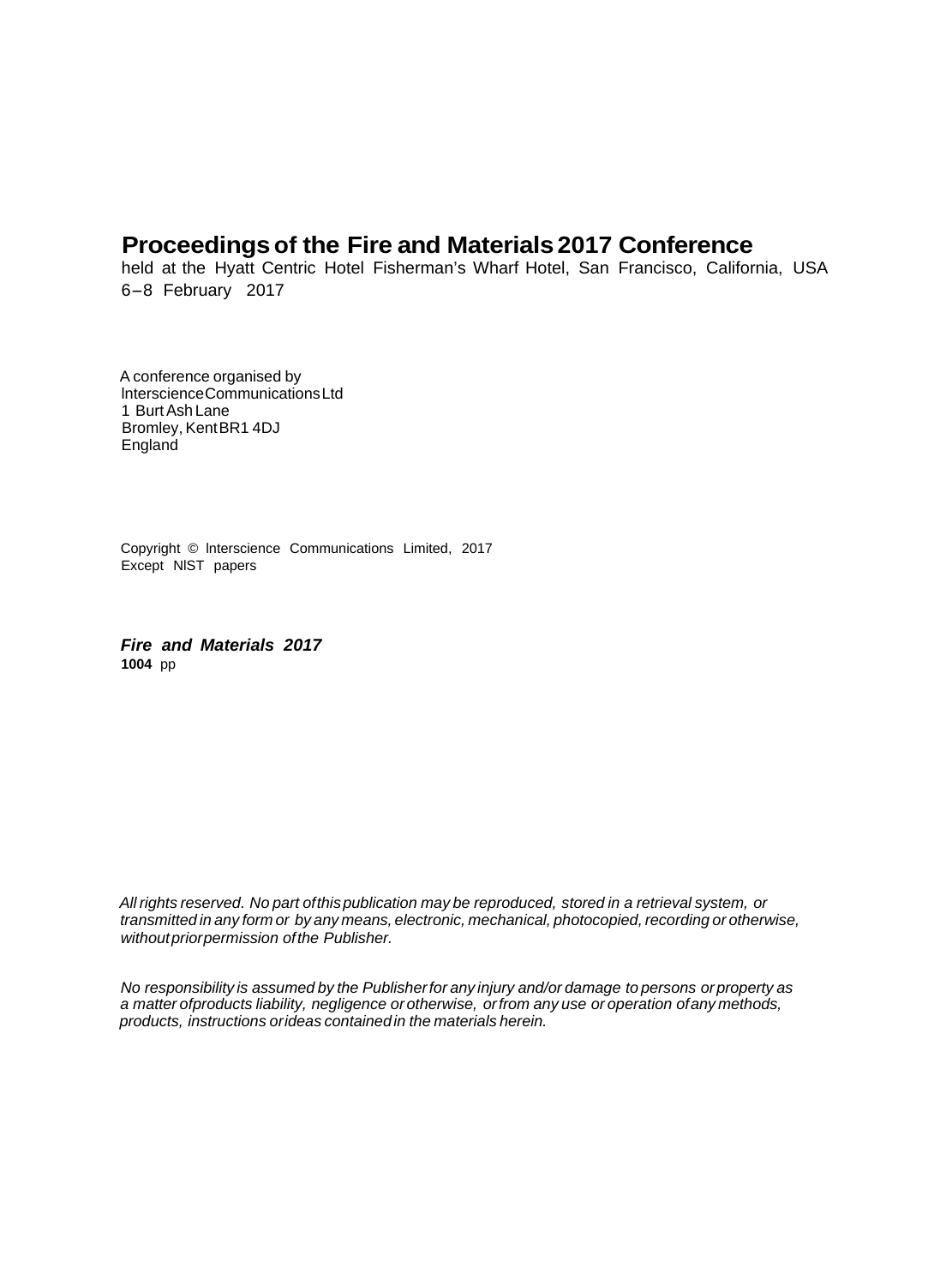# Proceedings of the Fire and Materials 2017 Conference

held at the Hyatt Centric Hotel Fisherman's Wharf Hotel, San Francisco, California, USA
6–8 February 2017

A conference organised by
Interscience Communications Ltd
1 Burt Ash Lane
Bromley, Kent BR1 4DJ
England

Copyright © Interscience Communications Limited, 2017
Except NIST papers

***Fire and Materials 2017***
**1004** pp

*All rights reserved. No part of this publication may be reproduced, stored in a retrieval system, or transmitted in any form or by any means, electronic, mechanical, photocopied, recording or otherwise, without prior permission of the Publisher.*

*No responsibility is assumed by the Publisher for any injury and/or damage to persons or property as a matter of products liability, negligence or otherwise, or from any use or operation of any methods, products, instructions or ideas contained in the materials herein.*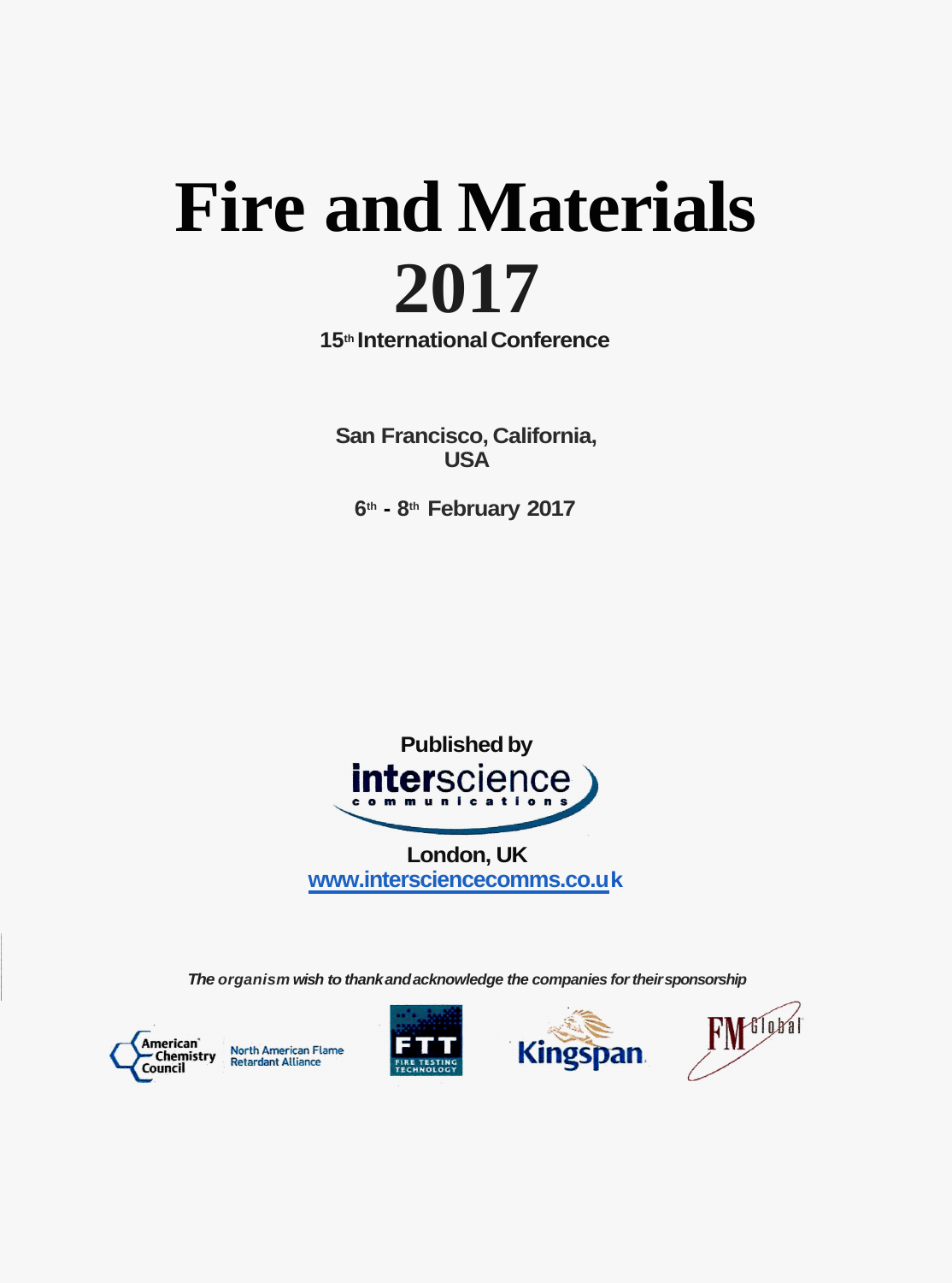# Fire and Materials 2017

**15th International Conference**

**San Francisco, California, USA**

**6th - 8th February 2017**

**Published by**

interscience communications

**London, UK**

**www.intersciencecomms.co.uk**

***The organism wish to thank and acknowledge the companies for their sponsorship***

American Chemistry Council North American Flame Retardant Alliance

FTT FIRE TESTING TECHNOLOGY

Kingspan

FM Global